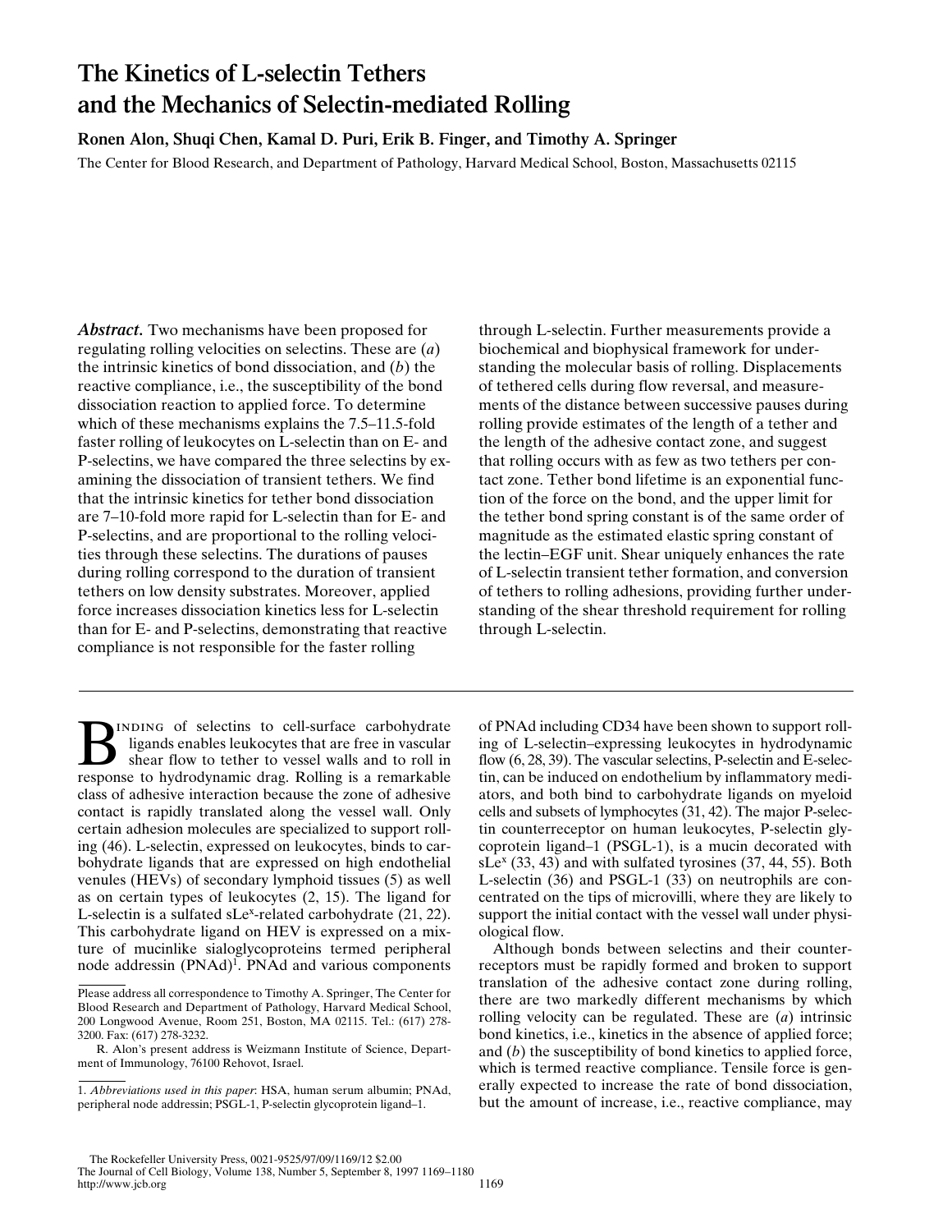# The Kinetics of L-selectin Tethers and the Mechanics of Selectin-mediated Rolling

**Ronen Alon, Shuqi Chen, Kamal D. Puri, Erik B. Finger, and Timothy A. Springer**

The Center for Blood Research, and Department of Pathology, Harvard Medical School, Boston, Massachusetts 02115

***Abstract.*** Two mechanisms have been proposed for regulating rolling velocities on selectins. These are (*a*) the intrinsic kinetics of bond dissociation, and (*b*) the reactive compliance, i.e., the susceptibility of the bond dissociation reaction to applied force. To determine which of these mechanisms explains the 7.5–11.5-fold faster rolling of leukocytes on L-selectin than on E- and P-selectins, we have compared the three selectins by examining the dissociation of transient tethers. We find that the intrinsic kinetics for tether bond dissociation are 7–10-fold more rapid for L-selectin than for E- and P-selectins, and are proportional to the rolling velocities through these selectins. The durations of pauses during rolling correspond to the duration of transient tethers on low density substrates. Moreover, applied force increases dissociation kinetics less for L-selectin than for E- and P-selectins, demonstrating that reactive compliance is not responsible for the faster rolling through L-selectin. Further measurements provide a biochemical and biophysical framework for understanding the molecular basis of rolling. Displacements of tethered cells during flow reversal, and measurements of the distance between successive pauses during rolling provide estimates of the length of a tether and the length of the adhesive contact zone, and suggest that rolling occurs with as few as two tethers per contact zone. Tether bond lifetime is an exponential function of the force on the bond, and the upper limit for the tether bond spring constant is of the same order of magnitude as the estimated elastic spring constant of the lectin–EGF unit. Shear uniquely enhances the rate of L-selectin transient tether formation, and conversion of tethers to rolling adhesions, providing further understanding of the shear threshold requirement for rolling through L-selectin.

Binding of selectins to cell-surface carbohydrate ligands enables leukocytes that are free in vascular shear flow to tether to vessel walls and to roll in response to hydrodynamic drag. Rolling is a remarkable class of adhesive interaction because the zone of adhesive contact is rapidly translated along the vessel wall. Only certain adhesion molecules are specialized to support rolling (46). L-selectin, expressed on leukocytes, binds to carbohydrate ligands that are expressed on high endothelial venules (HEVs) of secondary lymphoid tissues (5) as well as on certain types of leukocytes (2, 15). The ligand for L-selectin is a sulfated sLe$^x$-related carbohydrate (21, 22). This carbohydrate ligand on HEV is expressed on a mixture of mucinlike sialoglycoproteins termed peripheral node addressin (PNAd)[1]. PNAd and various components of PNAd including CD34 have been shown to support rolling of L-selectin–expressing leukocytes in hydrodynamic flow (6, 28, 39). The vascular selectins, P-selectin and E-selectin, can be induced on endothelium by inflammatory mediators, and both bind to carbohydrate ligands on myeloid cells and subsets of lymphocytes (31, 42). The major P-selectin counterreceptor on human leukocytes, P-selectin glycoprotein ligand–1 (PSGL-1), is a mucin decorated with sLe$^x$ (33, 43) and with sulfated tyrosines (37, 44, 55). Both L-selectin (36) and PSGL-1 (33) on neutrophils are concentrated on the tips of microvilli, where they are likely to support the initial contact with the vessel wall under physiological flow.

Although bonds between selectins and their counterreceptors must be rapidly formed and broken to support translation of the adhesive contact zone during rolling, there are two markedly different mechanisms by which rolling velocity can be regulated. These are (*a*) intrinsic bond kinetics, i.e., kinetics in the absence of applied force; and (*b*) the susceptibility of bond kinetics to applied force, which is termed reactive compliance. Tensile force is generally expected to increase the rate of bond dissociation, but the amount of increase, i.e., reactive compliance, may

---

Please address all correspondence to Timothy A. Springer, The Center for Blood Research and Department of Pathology, Harvard Medical School, 200 Longwood Avenue, Room 251, Boston, MA 02115. Tel.: (617) 278-3200. Fax: (617) 278-3232.

R. Alon's present address is Weizmann Institute of Science, Department of Immunology, 76100 Rehovot, Israel.

1. *Abbreviations used in this paper*: HSA, human serum albumin; PNAd, peripheral node addressin; PSGL-1, P-selectin glycoprotein ligand–1.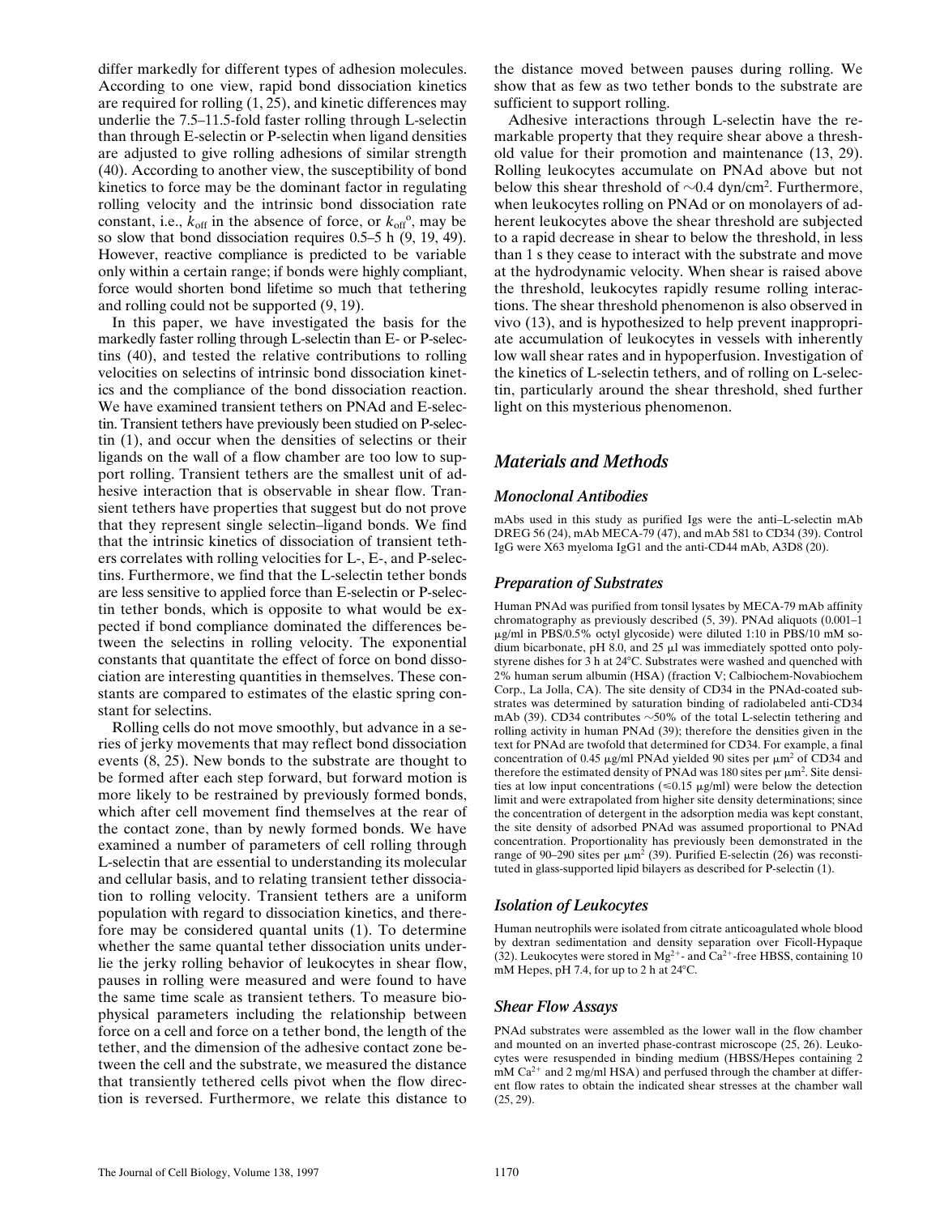differ markedly for different types of adhesion molecules. According to one view, rapid bond dissociation kinetics are required for rolling (1, 25), and kinetic differences may underlie the 7.5–11.5-fold faster rolling through L-selectin than through E-selectin or P-selectin when ligand densities are adjusted to give rolling adhesions of similar strength (40). According to another view, the susceptibility of bond kinetics to force may be the dominant factor in regulating rolling velocity and the intrinsic bond dissociation rate constant, i.e., $k_{off}$ in the absence of force, or $k_{off}^{o}$, may be so slow that bond dissociation requires 0.5–5 h (9, 19, 49). However, reactive compliance is predicted to be variable only within a certain range; if bonds were highly compliant, force would shorten bond lifetime so much that tethering and rolling could not be supported (9, 19).

In this paper, we have investigated the basis for the markedly faster rolling through L-selectin than E- or P-selectins (40), and tested the relative contributions to rolling velocities on selectins of intrinsic bond dissociation kinetics and the compliance of the bond dissociation reaction. We have examined transient tethers on PNAd and E-selectin. Transient tethers have previously been studied on P-selectin (1), and occur when the densities of selectins or their ligands on the wall of a flow chamber are too low to support rolling. Transient tethers are the smallest unit of adhesive interaction that is observable in shear flow. Transient tethers have properties that suggest but do not prove that they represent single selectin–ligand bonds. We find that the intrinsic kinetics of dissociation of transient tethers correlates with rolling velocities for L-, E-, and P-selectins. Furthermore, we find that the L-selectin tether bonds are less sensitive to applied force than E-selectin or P-selectin tether bonds, which is opposite to what would be expected if bond compliance dominated the differences between the selectins in rolling velocity. The exponential constants that quantitate the effect of force on bond dissociation are interesting quantities in themselves. These constants are compared to estimates of the elastic spring constant for selectins.

Rolling cells do not move smoothly, but advance in a series of jerky movements that may reflect bond dissociation events (8, 25). New bonds to the substrate are thought to be formed after each step forward, but forward motion is more likely to be restrained by previously formed bonds, which after cell movement find themselves at the rear of the contact zone, than by newly formed bonds. We have examined a number of parameters of cell rolling through L-selectin that are essential to understanding its molecular and cellular basis, and to relating transient tether dissociation to rolling velocity. Transient tethers are a uniform population with regard to dissociation kinetics, and therefore may be considered quantal units (1). To determine whether the same quantal tether dissociation units underlie the jerky rolling behavior of leukocytes in shear flow, pauses in rolling were measured and were found to have the same time scale as transient tethers. To measure biophysical parameters including the relationship between force on a cell and force on a tether bond, the length of the tether, and the dimension of the adhesive contact zone between the cell and the substrate, we measured the distance that transiently tethered cells pivot when the flow direction is reversed. Furthermore, we relate this distance to the distance moved between pauses during rolling. We show that as few as two tether bonds to the substrate are sufficient to support rolling.

Adhesive interactions through L-selectin have the remarkable property that they require shear above a threshold value for their promotion and maintenance (13, 29). Rolling leukocytes accumulate on PNAd above but not below this shear threshold of ~0.4 dyn/cm$^2$. Furthermore, when leukocytes rolling on PNAd or on monolayers of adherent leukocytes above the shear threshold are subjected to a rapid decrease in shear to below the threshold, in less than 1 s they cease to interact with the substrate and move at the hydrodynamic velocity. When shear is raised above the threshold, leukocytes rapidly resume rolling interactions. The shear threshold phenomenon is also observed in vivo (13), and is hypothesized to help prevent inappropriate accumulation of leukocytes in vessels with inherently low wall shear rates and in hypoperfusion. Investigation of the kinetics of L-selectin tethers, and of rolling on L-selectin, particularly around the shear threshold, shed further light on this mysterious phenomenon.

## Materials and Methods

### Monoclonal Antibodies

mAbs used in this study as purified Igs were the anti–L-selectin mAb DREG 56 (24), mAb MECA-79 (47), and mAb 581 to CD34 (39). Control IgG were X63 myeloma IgG1 and the anti-CD44 mAb, A3D8 (20).

### Preparation of Substrates

Human PNAd was purified from tonsil lysates by MECA-79 mAb affinity chromatography as previously described (5, 39). PNAd aliquots (0.001–1 μg/ml in PBS/0.5% octyl glycoside) were diluted 1:10 in PBS/10 mM sodium bicarbonate, pH 8.0, and 25 μl was immediately spotted onto polystyrene dishes for 3 h at 24°C. Substrates were washed and quenched with 2% human serum albumin (HSA) (fraction V; Calbiochem-Novabiochem Corp., La Jolla, CA). The site density of CD34 in the PNAd-coated substrates was determined by saturation binding of radiolabeled anti-CD34 mAb (39). CD34 contributes ~50% of the total L-selectin tethering and rolling activity in human PNAd (39); therefore the densities given in the text for PNAd are twofold that determined for CD34. For example, a final concentration of 0.45 μg/ml PNAd yielded 90 sites per μm$^2$ of CD34 and therefore the estimated density of PNAd was 180 sites per μm$^2$. Site densities at low input concentrations (≤0.15 μg/ml) were below the detection limit and were extrapolated from higher site density determinations; since the concentration of detergent in the adsorption media was kept constant, the site density of adsorbed PNAd was assumed proportional to PNAd concentration. Proportionality has previously been demonstrated in the range of 90–290 sites per μm$^2$ (39). Purified E-selectin (26) was reconstituted in glass-supported lipid bilayers as described for P-selectin (1).

### Isolation of Leukocytes

Human neutrophils were isolated from citrate anticoagulated whole blood by dextran sedimentation and density separation over Ficoll-Hypaque (32). Leukocytes were stored in $Mg^{2+}$- and $Ca^{2+}$-free HBSS, containing 10 mM Hepes, pH 7.4, for up to 2 h at 24°C.

### Shear Flow Assays

PNAd substrates were assembled as the lower wall in the flow chamber and mounted on an inverted phase-contrast microscope (25, 26). Leukocytes were resuspended in binding medium (HBSS/Hepes containing 2 mM $Ca^{2+}$ and 2 mg/ml HSA) and perfused through the chamber at different flow rates to obtain the indicated shear stresses at the chamber wall (25, 29).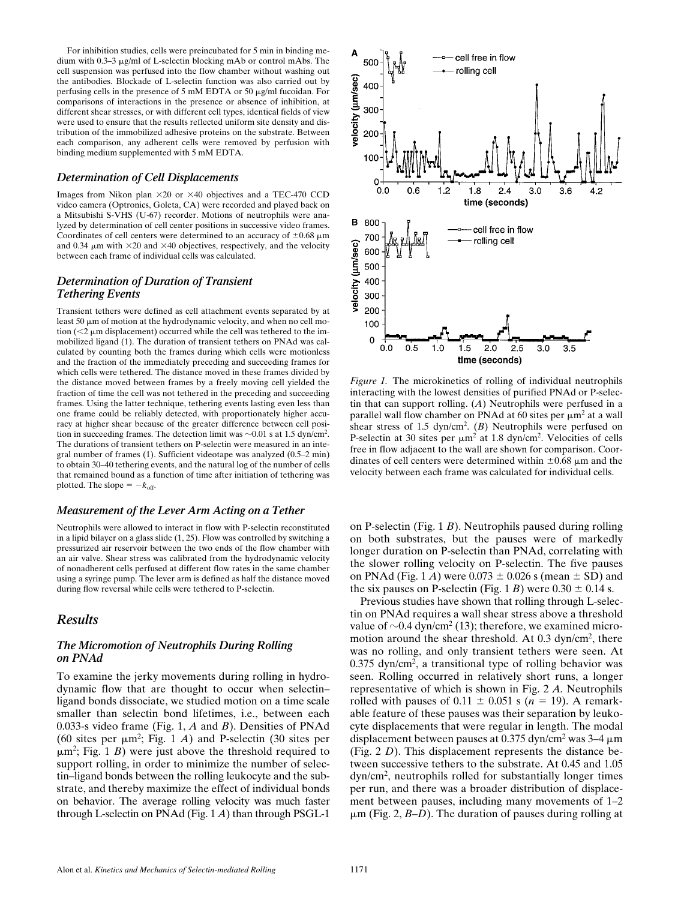For inhibition studies, cells were preincubated for 5 min in binding medium with 0.3–3 μg/ml of L-selectin blocking mAb or control mAbs. The cell suspension was perfused into the flow chamber without washing out the antibodies. Blockade of L-selectin function was also carried out by perfusing cells in the presence of 5 mM EDTA or 50 μg/ml fucoidan. For comparisons of interactions in the presence or absence of inhibition, at different shear stresses, or with different cell types, identical fields of view were used to ensure that the results reflected uniform site density and distribution of the immobilized adhesive proteins on the substrate. Between each comparison, any adherent cells were removed by perfusion with binding medium supplemented with 5 mM EDTA.

### Determination of Cell Displacements

Images from Nikon plan ×20 or ×40 objectives and a TEC-470 CCD video camera (Optronics, Goleta, CA) were recorded and played back on a Mitsubishi S-VHS (U-67) recorder. Motions of neutrophils were analyzed by determination of cell center positions in successive video frames. Coordinates of cell centers were determined to an accuracy of ±0.68 μm and 0.34 μm with ×20 and ×40 objectives, respectively, and the velocity between each frame of individual cells was calculated.

### Determination of Duration of Transient Tethering Events

Transient tethers were defined as cell attachment events separated by at least 50 μm of motion at the hydrodynamic velocity, and when no cell motion (<2 μm displacement) occurred while the cell was tethered to the immobilized ligand (1). The duration of transient tethers on PNAd was calculated by counting both the frames during which cells were motionless and the fraction of the immediately preceding and succeeding frames for which cells were tethered. The distance moved in these frames divided by the distance moved between frames by a freely moving cell yielded the fraction of time the cell was not tethered in the preceding and succeeding frames. Using the latter technique, tethering events lasting even less than one frame could be reliably detected, with proportionately higher accuracy at higher shear because of the greater difference between cell position in succeeding frames. The detection limit was ∼0.01 s at 1.5 dyn/cm$^2$. The durations of transient tethers on P-selectin were measured in an integral number of frames (1). Sufficient videotape was analyzed (0.5–2 min) to obtain 30–40 tethering events, and the natural log of the number of cells that remained bound as a function of time after initiation of tethering was plotted. The slope = $-k_{off}$.

### Measurement of the Lever Arm Acting on a Tether

Neutrophils were allowed to interact in flow with P-selectin reconstituted in a lipid bilayer on a glass slide (1, 25). Flow was controlled by switching a pressurized air reservoir between the two ends of the flow chamber with an air valve. Shear stress was calibrated from the hydrodynamic velocity of nonadherent cells perfused at different flow rates in the same chamber using a syringe pump. The lever arm is defined as half the distance moved during flow reversal while cells were tethered to P-selectin.

## Results

### The Micromotion of Neutrophils During Rolling on PNAd

To examine the jerky movements during rolling in hydrodynamic flow that are thought to occur when selectin–ligand bonds dissociate, we studied motion on a time scale smaller than selectin bond lifetimes, i.e., between each 0.033-s video frame (Fig. 1, *A* and *B*). Densities of PNAd (60 sites per μm$^2$; Fig. 1 *A*) and P-selectin (30 sites per μm$^2$; Fig. 1 *B*) were just above the threshold required to support rolling, in order to minimize the number of selectin–ligand bonds between the rolling leukocyte and the substrate, and thereby maximize the effect of individual bonds on behavior. The average rolling velocity was much faster through L-selectin on PNAd (Fig. 1 *A*) than through PSGL-1 on P-selectin (Fig. 1 *B*). Neutrophils paused during rolling on both substrates, but the pauses were of markedly longer duration on P-selectin than PNAd, correlating with the slower rolling velocity on P-selectin. The five pauses on PNAd (Fig. 1 *A*) were 0.073 ± 0.026 s (mean ± SD) and the six pauses on P-selectin (Fig. 1 *B*) were 0.30 ± 0.14 s.

*Figure 1.* The microkinetics of rolling of individual neutrophils interacting with the lowest densities of purified PNAd or P-selectin that can support rolling. (*A*) Neutrophils were perfused in a parallel wall flow chamber on PNAd at 60 sites per μm$^2$ at a wall shear stress of 1.5 dyn/cm$^2$. (*B*) Neutrophils were perfused on P-selectin at 30 sites per μm$^2$ at 1.8 dyn/cm$^2$. Velocities of cells free in flow adjacent to the wall are shown for comparison. Coordinates of cell centers were determined within ±0.68 μm and the velocity between each frame was calculated for individual cells.

Previous studies have shown that rolling through L-selectin on PNAd requires a wall shear stress above a threshold value of ∼0.4 dyn/cm$^2$ (13); therefore, we examined micromotion around the shear threshold. At 0.3 dyn/cm$^2$, there was no rolling, and only transient tethers were seen. At 0.375 dyn/cm$^2$, a transitional type of rolling behavior was seen. Rolling occurred in relatively short runs, a longer representative of which is shown in Fig. 2 *A*. Neutrophils rolled with pauses of 0.11 ± 0.051 s ($n$ = 19). A remarkable feature of these pauses was their separation by leukocyte displacements that were regular in length. The modal displacement between pauses at 0.375 dyn/cm$^2$ was 3–4 μm (Fig. 2 *D*). This displacement represents the distance between successive tethers to the substrate. At 0.45 and 1.05 dyn/cm$^2$, neutrophils rolled for substantially longer times per run, and there was a broader distribution of displacement between pauses, including many movements of 1–2 μm (Fig. 2, *B–D*). The duration of pauses during rolling at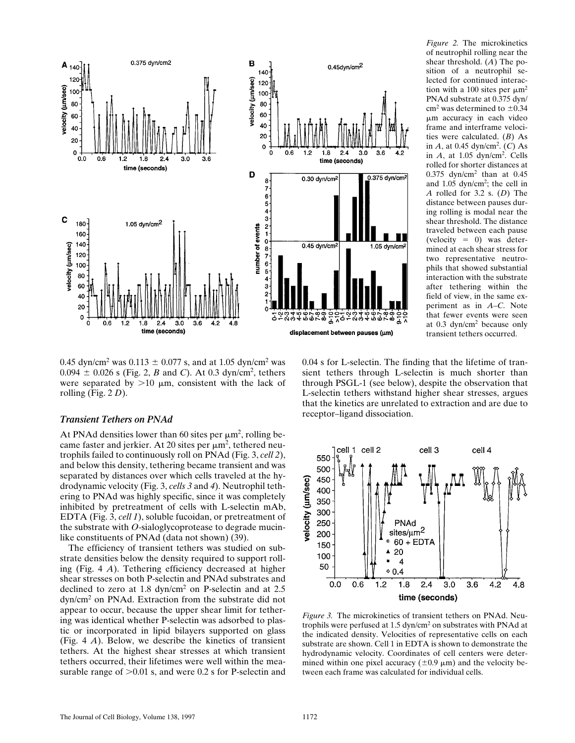*Figure 2.* The microkinetics of neutrophil rolling near the shear threshold. (*A*) The position of a neutrophil selected for continued interaction with a 100 sites per μm² PNAd substrate at 0.375 dyn/cm² was determined to ±0.34 μm accuracy in each video frame and interframe velocities were calculated. (*B*) As in *A*, at 0.45 dyn/cm². (*C*) As in *A*, at 1.05 dyn/cm². Cells rolled for shorter distances at 0.375 dyn/cm² than at 0.45 and 1.05 dyn/cm²; the cell in *A* rolled for 3.2 s. (*D*) The distance between pauses during rolling is modal near the shear threshold. The distance traveled between each pause (velocity = 0) was determined at each shear stress for two representative neutrophils that showed substantial interaction with the substrate after tethering within the field of view, in the same experiment as in *A–C*. Note that fewer events were seen at 0.3 dyn/cm² because only transient tethers occurred.

0.45 dyn/cm² was 0.113 ± 0.077 s, and at 1.05 dyn/cm² was 0.094 ± 0.026 s (Fig. 2, *B* and *C*). At 0.3 dyn/cm², tethers were separated by >10 μm, consistent with the lack of rolling (Fig. 2 *D*).

### *Transient Tethers on PNAd*

At PNAd densities lower than 60 sites per μm², rolling became faster and jerkier. At 20 sites per μm², tethered neutrophils failed to continuously roll on PNAd (Fig. 3, *cell 2*), and below this density, tethering became transient and was separated by distances over which cells traveled at the hydrodynamic velocity (Fig. 3, *cells 3* and *4*). Neutrophil tethering to PNAd was highly specific, since it was completely inhibited by pretreatment of cells with L-selectin mAb, EDTA (Fig. 3, *cell 1*), soluble fucoidan, or pretreatment of the substrate with *O*-sialoglycoprotease to degrade mucin-like constituents of PNAd (data not shown) (39).

The efficiency of transient tethers was studied on substrate densities below the density required to support rolling (Fig. 4 *A*). Tethering efficiency decreased at higher shear stresses on both P-selectin and PNAd substrates and declined to zero at 1.8 dyn/cm² on P-selectin and at 2.5 dyn/cm² on PNAd. Extraction from the substrate did not appear to occur, because the upper shear limit for tethering was identical whether P-selectin was adsorbed to plastic or incorporated in lipid bilayers supported on glass (Fig. 4 *A*). Below, we describe the kinetics of transient tethers. At the highest shear stresses at which transient tethers occurred, their lifetimes were well within the measurable range of >0.01 s, and were 0.2 s for P-selectin and 0.04 s for L-selectin. The finding that the lifetime of transient tethers through L-selectin is much shorter than through PSGL-1 (see below), despite the observation that L-selectin tethers withstand higher shear stresses, argues that the kinetics are unrelated to extraction and are due to receptor–ligand dissociation.

*Figure 3.* The microkinetics of transient tethers on PNAd. Neutrophils were perfused at 1.5 dyn/cm² on substrates with PNAd at the indicated density. Velocities of representative cells on each substrate are shown. Cell 1 in EDTA is shown to demonstrate the hydrodynamic velocity. Coordinates of cell centers were determined within one pixel accuracy (±0.9 μm) and the velocity between each frame was calculated for individual cells.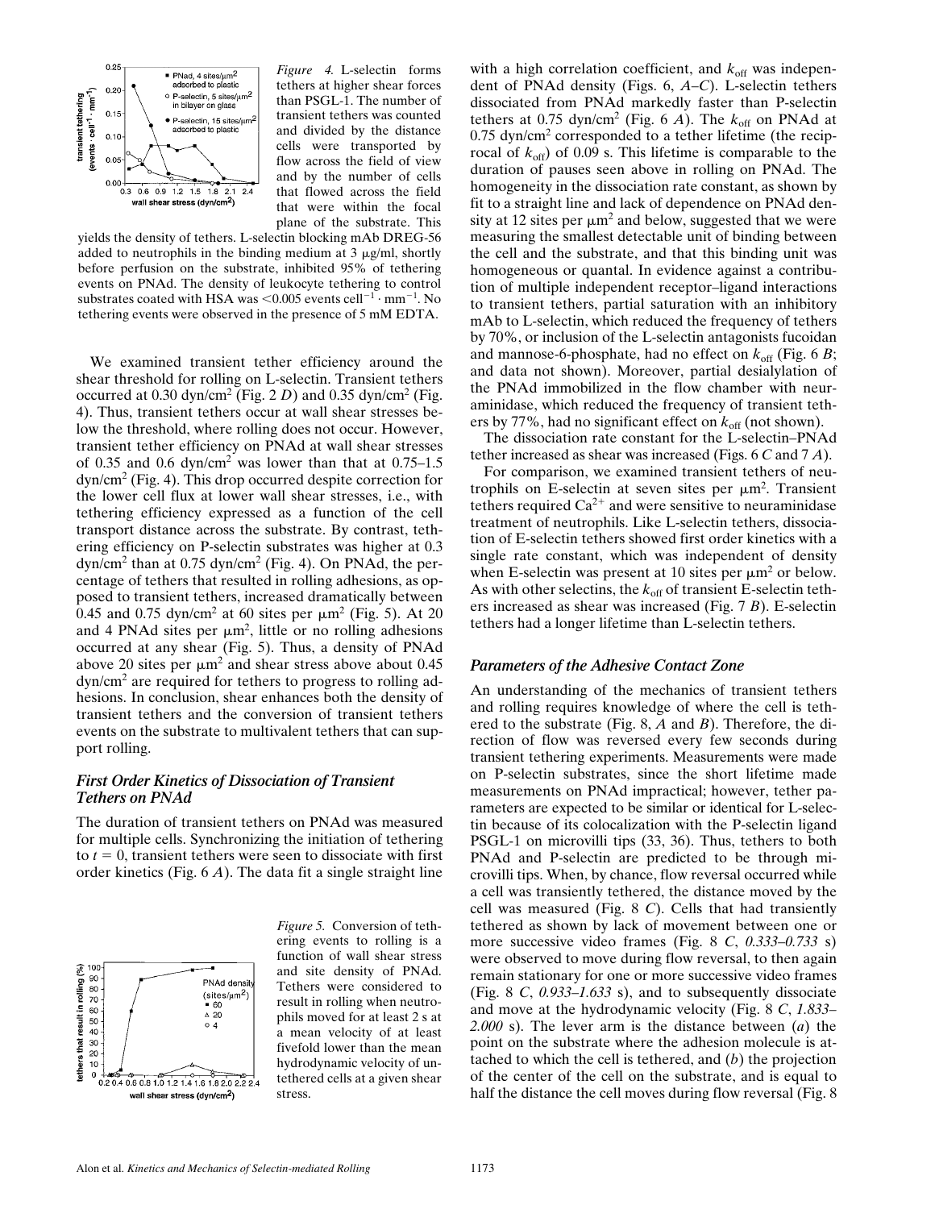*Figure 4.* L-selectin forms tethers at higher shear forces than PSGL-1. The number of transient tethers was counted and divided by the distance cells were transported by flow across the field of view and by the number of cells that flowed across the field that were within the focal plane of the substrate. This yields the density of tethers. L-selectin blocking mAb DREG-56 added to neutrophils in the binding medium at 3 μg/ml, shortly before perfusion on the substrate, inhibited 95% of tethering events on PNAd. The density of leukocyte tethering to control substrates coated with HSA was $<0.005$ events $\text{cell}^{-1} \cdot \text{mm}^{-1}$. No tethering events were observed in the presence of 5 mM EDTA.

We examined transient tether efficiency around the shear threshold for rolling on L-selectin. Transient tethers occurred at 0.30 dyn/$\text{cm}^2$ (Fig. 2 *D*) and 0.35 dyn/$\text{cm}^2$ (Fig. 4). Thus, transient tethers occur at wall shear stresses below the threshold, where rolling does not occur. However, transient tether efficiency on PNAd at wall shear stresses of 0.35 and 0.6 dyn/$\text{cm}^2$ was lower than that at 0.75–1.5 dyn/$\text{cm}^2$ (Fig. 4). This drop occurred despite correction for the lower cell flux at lower wall shear stresses, i.e., with tethering efficiency expressed as a function of the cell transport distance across the substrate. By contrast, tethering efficiency on P-selectin substrates was higher at 0.3 dyn/$\text{cm}^2$ than at 0.75 dyn/$\text{cm}^2$ (Fig. 4). On PNAd, the percentage of tethers that resulted in rolling adhesions, as opposed to transient tethers, increased dramatically between 0.45 and 0.75 dyn/$\text{cm}^2$ at 60 sites per μ$\text{m}^2$ (Fig. 5). At 20 and 4 PNAd sites per μ$\text{m}^2$, little or no rolling adhesions occurred at any shear (Fig. 5). Thus, a density of PNAd above 20 sites per μ$\text{m}^2$ and shear stress above about 0.45 dyn/$\text{cm}^2$ are required for tethers to progress to rolling adhesions. In conclusion, shear enhances both the density of transient tethers and the conversion of transient tethers events on the substrate to multivalent tethers that can support rolling.

### *First Order Kinetics of Dissociation of Transient Tethers on PNAd*

The duration of transient tethers on PNAd was measured for multiple cells. Synchronizing the initiation of tethering to $t = 0$, transient tethers were seen to dissociate with first order kinetics (Fig. 6 *A*). The data fit a single straight line

*Figure 5.* Conversion of tethering events to rolling is a function of wall shear stress and site density of PNAd. Tethers were considered to result in rolling when neutrophils moved for at least 2 s at a mean velocity of at least fivefold lower than the mean hydrodynamic velocity of untethered cells at a given shear stress.

with a high correlation coefficient, and $k_{\text{off}}$ was independent of PNAd density (Figs. 6, *A–C*). L-selectin tethers dissociated from PNAd markedly faster than P-selectin tethers at 0.75 dyn/$\text{cm}^2$ (Fig. 6 *A*). The $k_{\text{off}}$ on PNAd at 0.75 dyn/$\text{cm}^2$ corresponded to a tether lifetime (the reciprocal of $k_{\text{off}}$) of 0.09 s. This lifetime is comparable to the duration of pauses seen above in rolling on PNAd. The homogeneity in the dissociation rate constant, as shown by fit to a straight line and lack of dependence on PNAd density at 12 sites per μ$\text{m}^2$ and below, suggested that we were measuring the smallest detectable unit of binding between the cell and the substrate, and that this binding unit was homogeneous or quantal. In evidence against a contribution of multiple independent receptor–ligand interactions to transient tethers, partial saturation with an inhibitory mAb to L-selectin, which reduced the frequency of tethers by 70%, or inclusion of the L-selectin antagonists fucoidan and mannose-6-phosphate, had no effect on $k_{\text{off}}$ (Fig. 6 *B*; and data not shown). Moreover, partial desialylation of the PNAd immobilized in the flow chamber with neuraminidase, which reduced the frequency of transient tethers by 77%, had no significant effect on $k_{\text{off}}$ (not shown).

The dissociation rate constant for the L-selectin–PNAd tether increased as shear was increased (Figs. 6 *C* and 7 *A*).

For comparison, we examined transient tethers of neutrophils on E-selectin at seven sites per μ$\text{m}^2$. Transient tethers required $\text{Ca}^{2+}$ and were sensitive to neuraminidase treatment of neutrophils. Like L-selectin tethers, dissociation of E-selectin tethers showed first order kinetics with a single rate constant, which was independent of density when E-selectin was present at 10 sites per μ$\text{m}^2$ or below. As with other selectins, the $k_{\text{off}}$ of transient E-selectin tethers increased as shear was increased (Fig. 7 *B*). E-selectin tethers had a longer lifetime than L-selectin tethers.

### *Parameters of the Adhesive Contact Zone*

An understanding of the mechanics of transient tethers and rolling requires knowledge of where the cell is tethered to the substrate (Fig. 8, *A* and *B*). Therefore, the direction of flow was reversed every few seconds during transient tethering experiments. Measurements were made on P-selectin substrates, since the short lifetime made measurements on PNAd impractical; however, tether parameters are expected to be similar or identical for L-selectin because of its colocalization with the P-selectin ligand PSGL-1 on microvilli tips (33, 36). Thus, tethers to both PNAd and P-selectin are predicted to be through microvilli tips. When, by chance, flow reversal occurred while a cell was transiently tethered, the distance moved by the cell was measured (Fig. 8 *C*). Cells that had transiently tethered as shown by lack of movement between one or more successive video frames (Fig. 8 *C*, *0.333–0.733* s) were observed to move during flow reversal, to then again remain stationary for one or more successive video frames (Fig. 8 *C*, *0.933–1.633* s), and to subsequently dissociate and move at the hydrodynamic velocity (Fig. 8 *C*, *1.833–2.000* s). The lever arm is the distance between (*a*) the point on the substrate where the adhesion molecule is attached to which the cell is tethered, and (*b*) the projection of the center of the cell on the substrate, and is equal to half the distance the cell moves during flow reversal (Fig. 8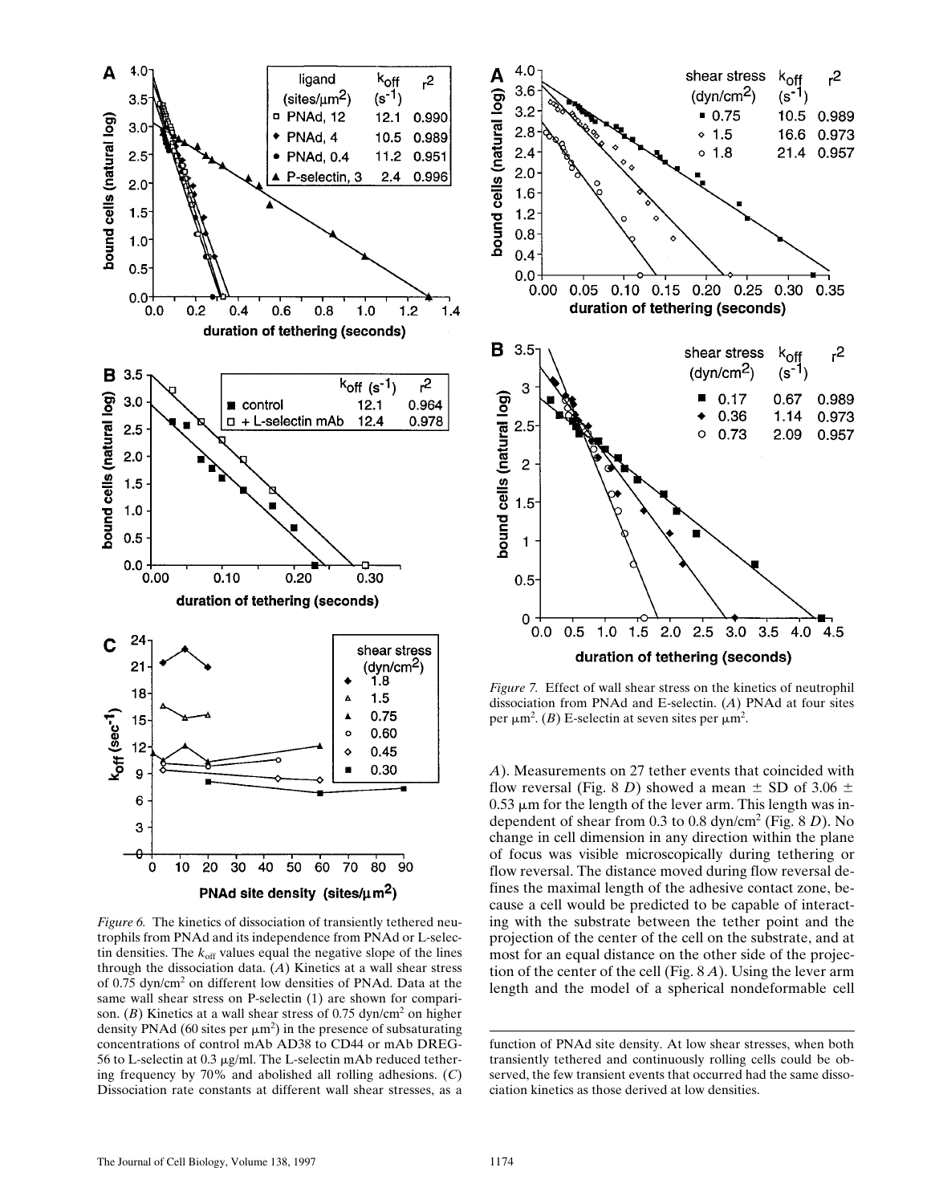*Figure 6.* The kinetics of dissociation of transiently tethered neutrophils from PNAd and its independence from PNAd or L-selectin densities. The $k_{off}$ values equal the negative slope of the lines through the dissociation data. (*A*) Kinetics at a wall shear stress of 0.75 dyn/cm$^2$ on different low densities of PNAd. Data at the same wall shear stress on P-selectin (1) are shown for comparison. (*B*) Kinetics at a wall shear stress of 0.75 dyn/cm$^2$ on higher density PNAd (60 sites per μm$^2$) in the presence of subsaturating concentrations of control mAb AD38 to CD44 or mAb DREG-56 to L-selectin at 0.3 μg/ml. The L-selectin mAb reduced tethering frequency by 70% and abolished all rolling adhesions. (*C*) Dissociation rate constants at different wall shear stresses, as a function of PNAd site density. At low shear stresses, when both transiently tethered and continuously rolling cells could be observed, the few transient events that occurred had the same dissociation kinetics as those derived at low densities.

*Figure 7.* Effect of wall shear stress on the kinetics of neutrophil dissociation from PNAd and E-selectin. (*A*) PNAd at four sites per μm$^2$. (*B*) E-selectin at seven sites per μm$^2$.

*A*). Measurements on 27 tether events that coincided with flow reversal (Fig. 8 *D*) showed a mean ± SD of 3.06 ± 0.53 μm for the length of the lever arm. This length was independent of shear from 0.3 to 0.8 dyn/cm$^2$ (Fig. 8 *D*). No change in cell dimension in any direction within the plane of focus was visible microscopically during tethering or flow reversal. The distance moved during flow reversal defines the maximal length of the adhesive contact zone, because a cell would be predicted to be capable of interacting with the substrate between the tether point and the projection of the center of the cell on the substrate, and at most for an equal distance on the other side of the projection of the center of the cell (Fig. 8 *A*). Using the lever arm length and the model of a spherical nondeformable cell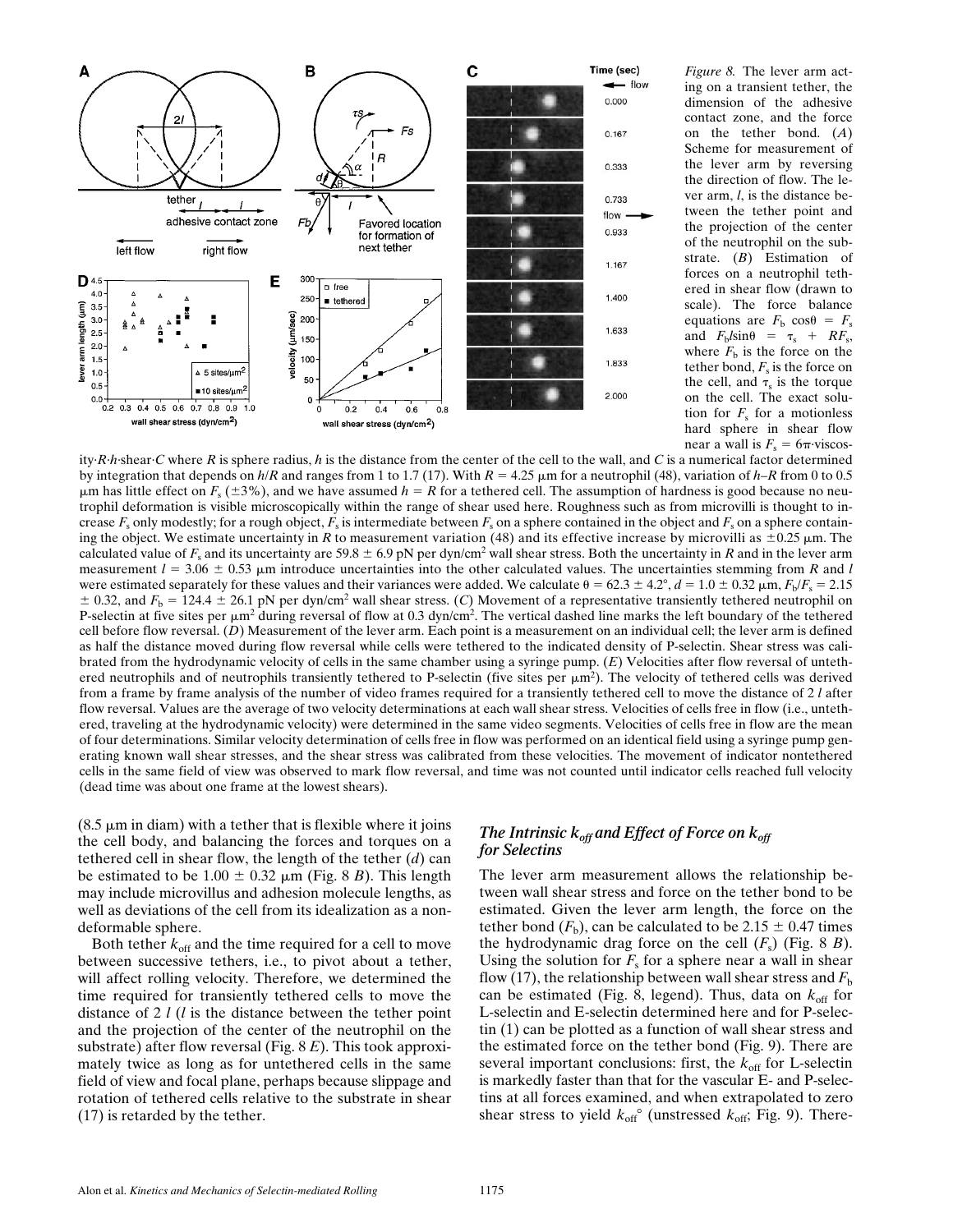*Figure 8.* The lever arm acting on a transient tether, the dimension of the adhesive contact zone, and the force on the tether bond. (*A*) Scheme for measurement of the lever arm by reversing the direction of flow. The lever arm, *l*, is the distance between the tether point and the projection of the center of the neutrophil on the substrate. (*B*) Estimation of forces on a neutrophil tethered in shear flow (drawn to scale). The force balance equations are $F_b \cos\theta = F_s$ and $F_b l \sin\theta = \tau_s + RF_s$, where $F_b$ is the force on the tether bond, $F_s$ is the force on the cell, and $\tau_s$ is the torque on the cell. The exact solution for $F_s$ for a motionless hard sphere in shear flow near a wall is $F_s = 6\pi \cdot$viscosity$\cdot R \cdot h \cdot$shear$\cdot C$ where *R* is sphere radius, *h* is the distance from the center of the cell to the wall, and *C* is a numerical factor determined by integration that depends on $h/R$ and ranges from 1 to 1.7 (17). With $R = 4.25$ μm for a neutrophil (48), variation of $h$–$R$ from 0 to 0.5 μm has little effect on $F_s$ (±3%), and we have assumed $h = R$ for a tethered cell. The assumption of hardness is good because no neutrophil deformation is visible microscopically within the range of shear used here. Roughness such as from microvilli is thought to increase $F_s$ only modestly; for a rough object, $F_s$ is intermediate between $F_s$ on a sphere contained in the object and $F_s$ on a sphere containing the object. We estimate uncertainty in *R* to measurement variation (48) and its effective increase by microvilli as ±0.25 μm. The calculated value of $F_s$ and its uncertainty are 59.8 ± 6.9 pN per dyn/cm$^2$ wall shear stress. Both the uncertainty in *R* and in the lever arm measurement $l = 3.06 \pm 0.53$ μm introduce uncertainties into the other calculated values. The uncertainties stemming from *R* and *l* were estimated separately for these values and their variances were added. We calculate $\theta = 62.3 \pm 4.2°$, $d = 1.0 \pm 0.32$ μm, $F_b/F_s = 2.15 \pm 0.32$, and $F_b = 124.4 \pm 26.1$ pN per dyn/cm$^2$ wall shear stress. (*C*) Movement of a representative transiently tethered neutrophil on P-selectin at five sites per μm$^2$ during reversal of flow at 0.3 dyn/cm$^2$. The vertical dashed line marks the left boundary of the tethered cell before flow reversal. (*D*) Measurement of the lever arm. Each point is a measurement on an individual cell; the lever arm is defined as half the distance moved during flow reversal while cells were tethered to the indicated density of P-selectin. Shear stress was calibrated from the hydrodynamic velocity of cells in the same chamber using a syringe pump. (*E*) Velocities after flow reversal of untethered neutrophils and of neutrophils transiently tethered to P-selectin (five sites per μm$^2$). The velocity of tethered cells was derived from a frame by frame analysis of the number of video frames required for a transiently tethered cell to move the distance of 2 *l* after flow reversal. Values are the average of two velocity determinations at each wall shear stress. Velocities of cells free in flow (i.e., untethered, traveling at the hydrodynamic velocity) were determined in the same video segments. Velocities of cells free in flow are the mean of four determinations. Similar velocity determination of cells free in flow was performed on an identical field using a syringe pump generating known wall shear stresses, and the shear stress was calibrated from these velocities. The movement of indicator nontethered cells in the same field of view was observed to mark flow reversal, and time was not counted until indicator cells reached full velocity (dead time was about one frame at the lowest shears).

(8.5 μm in diam) with a tether that is flexible where it joins the cell body, and balancing the forces and torques on a tethered cell in shear flow, the length of the tether (*d*) can be estimated to be 1.00 ± 0.32 μm (Fig. 8 *B*). This length may include microvillus and adhesion molecule lengths, as well as deviations of the cell from its idealization as a nondeformable sphere.

Both tether $k_{off}$ and the time required for a cell to move between successive tethers, i.e., to pivot about a tether, will affect rolling velocity. Therefore, we determined the time required for transiently tethered cells to move the distance of 2 *l* (*l* is the distance between the tether point and the projection of the center of the neutrophil on the substrate) after flow reversal (Fig. 8 *E*). This took approximately twice as long as for untethered cells in the same field of view and focal plane, perhaps because slippage and rotation of tethered cells relative to the substrate in shear (17) is retarded by the tether.

### *The Intrinsic $k_{off}$ and Effect of Force on $k_{off}$ for Selectins*

The lever arm measurement allows the relationship between wall shear stress and force on the tether bond to be estimated. Given the lever arm length, the force on the tether bond ($F_b$), can be calculated to be 2.15 ± 0.47 times the hydrodynamic drag force on the cell ($F_s$) (Fig. 8 *B*). Using the solution for $F_s$ for a sphere near a wall in shear flow (17), the relationship between wall shear stress and $F_b$ can be estimated (Fig. 8, legend). Thus, data on $k_{off}$ for L-selectin and E-selectin determined here and for P-selectin (1) can be plotted as a function of wall shear stress and the estimated force on the tether bond (Fig. 9). There are several important conclusions: first, the $k_{off}$ for L-selectin is markedly faster than that for the vascular E- and P-selectins at all forces examined, and when extrapolated to zero shear stress to yield $k_{off}°$ (unstressed $k_{off}$; Fig. 9). There-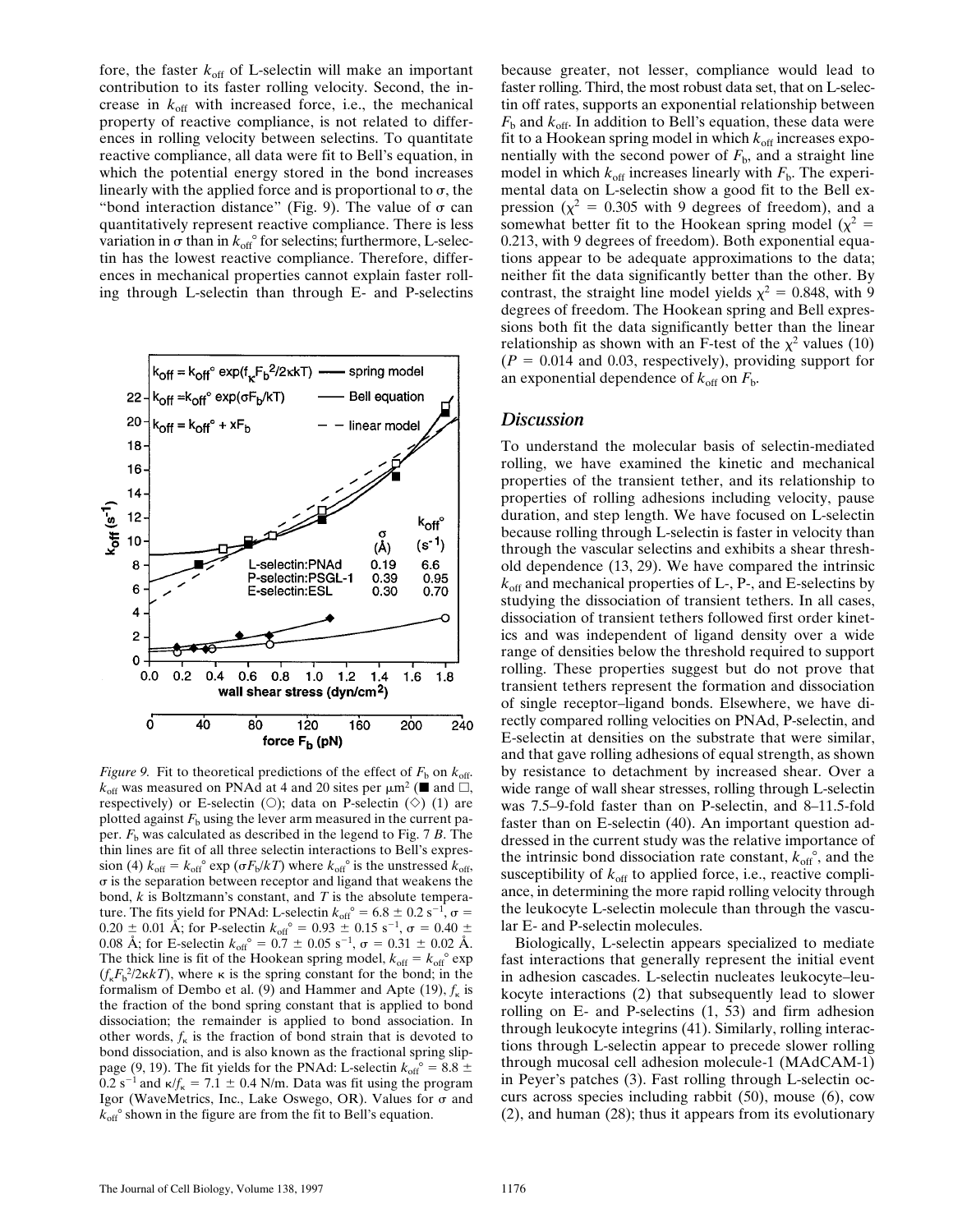fore, the faster $k_{off}$ of L-selectin will make an important contribution to its faster rolling velocity. Second, the increase in $k_{off}$ with increased force, i.e., the mechanical property of reactive compliance, is not related to differences in rolling velocity between selectins. To quantitate reactive compliance, all data were fit to Bell's equation, in which the potential energy stored in the bond increases linearly with the applied force and is proportional to $\sigma$, the "bond interaction distance" (Fig. 9). The value of $\sigma$ can quantitatively represent reactive compliance. There is less variation in $\sigma$ than in $k_{off}^{\circ}$ for selectins; furthermore, L-selectin has the lowest reactive compliance. Therefore, differences in mechanical properties cannot explain faster rolling through L-selectin than through E- and P-selectins because greater, not lesser, compliance would lead to faster rolling. Third, the most robust data set, that on L-selectin off rates, supports an exponential relationship between $F_b$ and $k_{off}$. In addition to Bell's equation, these data were fit to a Hookean spring model in which $k_{off}$ increases exponentially with the second power of $F_b$, and a straight line model in which $k_{off}$ increases linearly with $F_b$. The experimental data on L-selectin show a good fit to the Bell expression ($\chi^2 = 0.305$ with 9 degrees of freedom), and a somewhat better fit to the Hookean spring model ($\chi^2 = 0.213$, with 9 degrees of freedom). Both exponential equations appear to be adequate approximations to the data; neither fit the data significantly better than the other. By contrast, the straight line model yields $\chi^2 = 0.848$, with 9 degrees of freedom. The Hookean spring and Bell expressions both fit the data significantly better than the linear relationship as shown with an F-test of the $\chi^2$ values (10) ($P = 0.014$ and 0.03, respectively), providing support for an exponential dependence of $k_{off}$ on $F_b$.

*Figure 9.* Fit to theoretical predictions of the effect of $F_b$ on $k_{off}$. $k_{off}$ was measured on PNAd at 4 and 20 sites per μm² (■ and □, respectively) or E-selectin (○); data on P-selectin (◇) (1) are plotted against $F_b$ using the lever arm measured in the current paper. $F_b$ was calculated as described in the legend to Fig. 7 *B*. The thin lines are fit of all three selectin interactions to Bell's expression (4) $k_{off} = k_{off}^{\circ} \exp(\sigma F_b/kT)$ where $k_{off}^{\circ}$ is the unstressed $k_{off}$, $\sigma$ is the separation between receptor and ligand that weakens the bond, $k$ is Boltzmann's constant, and $T$ is the absolute temperature. The fits yield for PNAd: L-selectin $k_{off}^{\circ} = 6.8 \pm 0.2\ s^{-1}$, $\sigma = 0.20 \pm 0.01$ Å; for P-selectin $k_{off}^{\circ} = 0.93 \pm 0.15\ s^{-1}$, $\sigma = 0.40 \pm 0.08$ Å; for E-selectin $k_{off}^{\circ} = 0.7 \pm 0.05\ s^{-1}$, $\sigma = 0.31 \pm 0.02$ Å. The thick line is fit of the Hookean spring model, $k_{off} = k_{off}^{\circ} \exp(f_{\kappa}F_b^2/2\kappa kT)$, where $\kappa$ is the spring constant for the bond; in the formalism of Dembo et al. (9) and Hammer and Apte (19), $f_{\kappa}$ is the fraction of the bond spring constant that is applied to bond dissociation; the remainder is applied to bond association. In other words, $f_{\kappa}$ is the fraction of bond strain that is devoted to bond dissociation, and is also known as the fractional spring slippage (9, 19). The fit yields for the PNAd: L-selectin $k_{off}^{\circ} = 8.8 \pm 0.2\ s^{-1}$ and $\kappa/f_{\kappa} = 7.1 \pm 0.4$ N/m. Data was fit using the program Igor (WaveMetrics, Inc., Lake Oswego, OR). Values for $\sigma$ and $k_{off}^{\circ}$ shown in the figure are from the fit to Bell's equation.

## Discussion

To understand the molecular basis of selectin-mediated rolling, we have examined the kinetic and mechanical properties of the transient tether, and its relationship to properties of rolling adhesions including velocity, pause duration, and step length. We have focused on L-selectin because rolling through L-selectin is faster in velocity than through the vascular selectins and exhibits a shear threshold dependence (13, 29). We have compared the intrinsic $k_{off}$ and mechanical properties of L-, P-, and E-selectins by studying the dissociation of transient tethers. In all cases, dissociation of transient tethers followed first order kinetics and was independent of ligand density over a wide range of densities below the threshold required to support rolling. These properties suggest but do not prove that transient tethers represent the formation and dissociation of single receptor–ligand bonds. Elsewhere, we have directly compared rolling velocities on PNAd, P-selectin, and E-selectin at densities on the substrate that were similar, and that gave rolling adhesions of equal strength, as shown by resistance to detachment by increased shear. Over a wide range of wall shear stresses, rolling through L-selectin was 7.5–9-fold faster than on P-selectin, and 8–11.5-fold faster than on E-selectin (40). An important question addressed in the current study was the relative importance of the intrinsic bond dissociation rate constant, $k_{off}^{\circ}$, and the susceptibility of $k_{off}$ to applied force, i.e., reactive compliance, in determining the more rapid rolling velocity through the leukocyte L-selectin molecule than through the vascular E- and P-selectin molecules.

Biologically, L-selectin appears specialized to mediate fast interactions that generally represent the initial event in adhesion cascades. L-selectin nucleates leukocyte–leukocyte interactions (2) that subsequently lead to slower rolling on E- and P-selectins (1, 53) and firm adhesion through leukocyte integrins (41). Similarly, rolling interactions through L-selectin appear to precede slower rolling through mucosal cell adhesion molecule-1 (MAdCAM-1) in Peyer's patches (3). Fast rolling through L-selectin occurs across species including rabbit (50), mouse (6), cow (2), and human (28); thus it appears from its evolutionary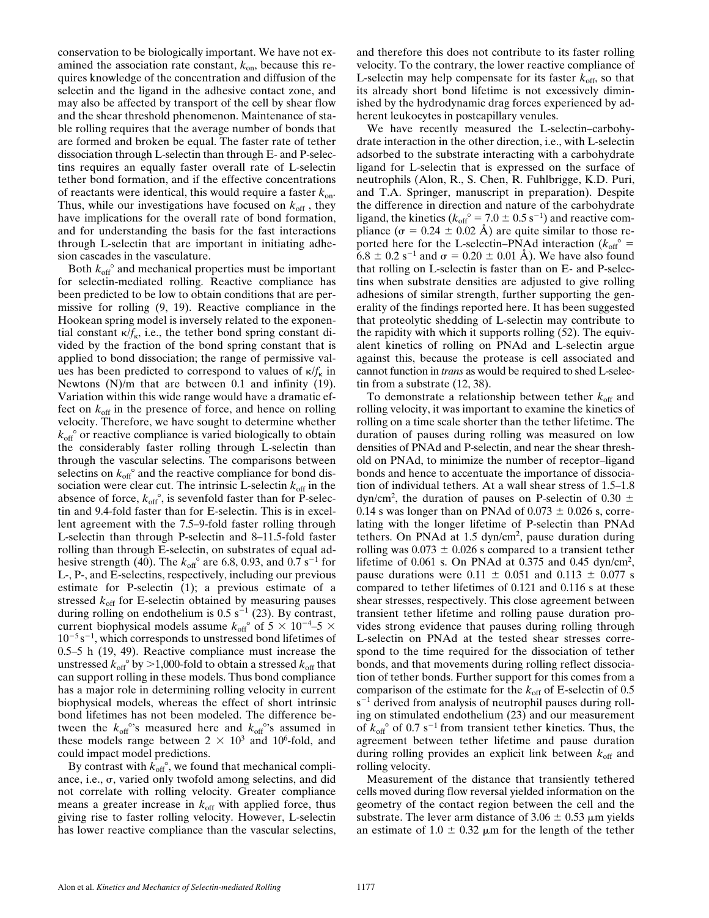conservation to be biologically important. We have not examined the association rate constant, $k_{on}$, because this requires knowledge of the concentration and diffusion of the selectin and the ligand in the adhesive contact zone, and may also be affected by transport of the cell by shear flow and the shear threshold phenomenon. Maintenance of stable rolling requires that the average number of bonds that are formed and broken be equal. The faster rate of tether dissociation through L-selectin than through E- and P-selectins requires an equally faster overall rate of L-selectin tether bond formation, and if the effective concentrations of reactants were identical, this would require a faster $k_{on}$. Thus, while our investigations have focused on $k_{off}$, they have implications for the overall rate of bond formation, and for understanding the basis for the fast interactions through L-selectin that are important in initiating adhesion cascades in the vasculature.

Both $k_{off}^{\circ}$ and mechanical properties must be important for selectin-mediated rolling. Reactive compliance has been predicted to be low to obtain conditions that are permissive for rolling (9, 19). Reactive compliance in the Hookean spring model is inversely related to the exponential constant $\kappa/f_{\kappa}$, i.e., the tether bond spring constant divided by the fraction of the bond spring constant that is applied to bond dissociation; the range of permissive values has been predicted to correspond to values of $\kappa/f_{\kappa}$ in Newtons (N)/m that are between 0.1 and infinity (19). Variation within this wide range would have a dramatic effect on $k_{off}$ in the presence of force, and hence on rolling velocity. Therefore, we have sought to determine whether $k_{off}^{\circ}$ or reactive compliance is varied biologically to obtain the considerably faster rolling through L-selectin than through the vascular selectins. The comparisons between selectins on $k_{off}^{\circ}$ and the reactive compliance for bond dissociation were clear cut. The intrinsic L-selectin $k_{off}$ in the absence of force, $k_{off}^{\circ}$, is sevenfold faster than for P-selectin and 9.4-fold faster than for E-selectin. This is in excellent agreement with the 7.5–9-fold faster rolling through L-selectin than through P-selectin and 8–11.5-fold faster rolling than through E-selectin, on substrates of equal adhesive strength (40). The $k_{off}^{\circ}$ are 6.8, 0.93, and 0.7 $s^{-1}$ for L-, P-, and E-selectins, respectively, including our previous estimate for P-selectin (1); a previous estimate of a stressed $k_{off}$ for E-selectin obtained by measuring pauses during rolling on endothelium is 0.5 $s^{-1}$ (23). By contrast, current biophysical models assume $k_{off}^{\circ}$ of $5 \times 10^{-4}$–$5 \times 10^{-5}$ $s^{-1}$, which corresponds to unstressed bond lifetimes of 0.5–5 h (19, 49). Reactive compliance must increase the unstressed $k_{off}^{\circ}$ by >1,000-fold to obtain a stressed $k_{off}$ that can support rolling in these models. Thus bond compliance has a major role in determining rolling velocity in current biophysical models, whereas the effect of short intrinsic bond lifetimes has not been modeled. The difference between the $k_{off}^{\circ}$'s measured here and $k_{off}^{\circ}$'s assumed in these models range between $2 \times 10^{3}$ and $10^{6}$-fold, and could impact model predictions.

By contrast with $k_{off}^{\circ}$, we found that mechanical compliance, i.e., $\sigma$, varied only twofold among selectins, and did not correlate with rolling velocity. Greater compliance means a greater increase in $k_{off}$ with applied force, thus giving rise to faster rolling velocity. However, L-selectin has lower reactive compliance than the vascular selectins, and therefore this does not contribute to its faster rolling velocity. To the contrary, the lower reactive compliance of L-selectin may help compensate for its faster $k_{off}$, so that its already short bond lifetime is not excessively diminished by the hydrodynamic drag forces experienced by adherent leukocytes in postcapillary venules.

We have recently measured the L-selectin–carbohydrate interaction in the other direction, i.e., with L-selectin adsorbed to the substrate interacting with a carbohydrate ligand for L-selectin that is expressed on the surface of neutrophils (Alon, R., S. Chen, R. Fuhlbrigge, K.D. Puri, and T.A. Springer, manuscript in preparation). Despite the difference in direction and nature of the carbohydrate ligand, the kinetics ($k_{off}^{\circ} = 7.0 \pm 0.5$ $s^{-1}$) and reactive compliance ($\sigma = 0.24 \pm 0.02$ Å) are quite similar to those reported here for the L-selectin–PNAd interaction ($k_{off}^{\circ} = 6.8 \pm 0.2$ $s^{-1}$ and $\sigma = 0.20 \pm 0.01$ Å). We have also found that rolling on L-selectin is faster than on E- and P-selectins when substrate densities are adjusted to give rolling adhesions of similar strength, further supporting the generality of the findings reported here. It has been suggested that proteolytic shedding of L-selectin may contribute to the rapidity with which it supports rolling (52). The equivalent kinetics of rolling on PNAd and L-selectin argue against this, because the protease is cell associated and cannot function in *trans* as would be required to shed L-selectin from a substrate (12, 38).

To demonstrate a relationship between tether $k_{off}$ and rolling velocity, it was important to examine the kinetics of rolling on a time scale shorter than the tether lifetime. The duration of pauses during rolling was measured on low densities of PNAd and P-selectin, and near the shear threshold on PNAd, to minimize the number of receptor–ligand bonds and hence to accentuate the importance of dissociation of individual tethers. At a wall shear stress of 1.5–1.8 dyn/$cm^2$, the duration of pauses on P-selectin of 0.30 ± 0.14 s was longer than on PNAd of 0.073 ± 0.026 s, correlating with the longer lifetime of P-selectin than PNAd tethers. On PNAd at 1.5 dyn/$cm^2$, pause duration during rolling was 0.073 ± 0.026 s compared to a transient tether lifetime of 0.061 s. On PNAd at 0.375 and 0.45 dyn/$cm^2$, pause durations were 0.11 ± 0.051 and 0.113 ± 0.077 s compared to tether lifetimes of 0.121 and 0.116 s at these shear stresses, respectively. This close agreement between transient tether lifetime and rolling pause duration provides strong evidence that pauses during rolling through L-selectin on PNAd at the tested shear stresses correspond to the time required for the dissociation of tether bonds, and that movements during rolling reflect dissociation of tether bonds. Further support for this comes from a comparison of the estimate for the $k_{off}$ of E-selectin of 0.5 $s^{-1}$ derived from analysis of neutrophil pauses during rolling on stimulated endothelium (23) and our measurement of $k_{off}^{\circ}$ of 0.7 $s^{-1}$ from transient tether kinetics. Thus, the agreement between tether lifetime and pause duration during rolling provides an explicit link between $k_{off}$ and rolling velocity.

Measurement of the distance that transiently tethered cells moved during flow reversal yielded information on the geometry of the contact region between the cell and the substrate. The lever arm distance of 3.06 ± 0.53 μm yields an estimate of 1.0 ± 0.32 μm for the length of the tether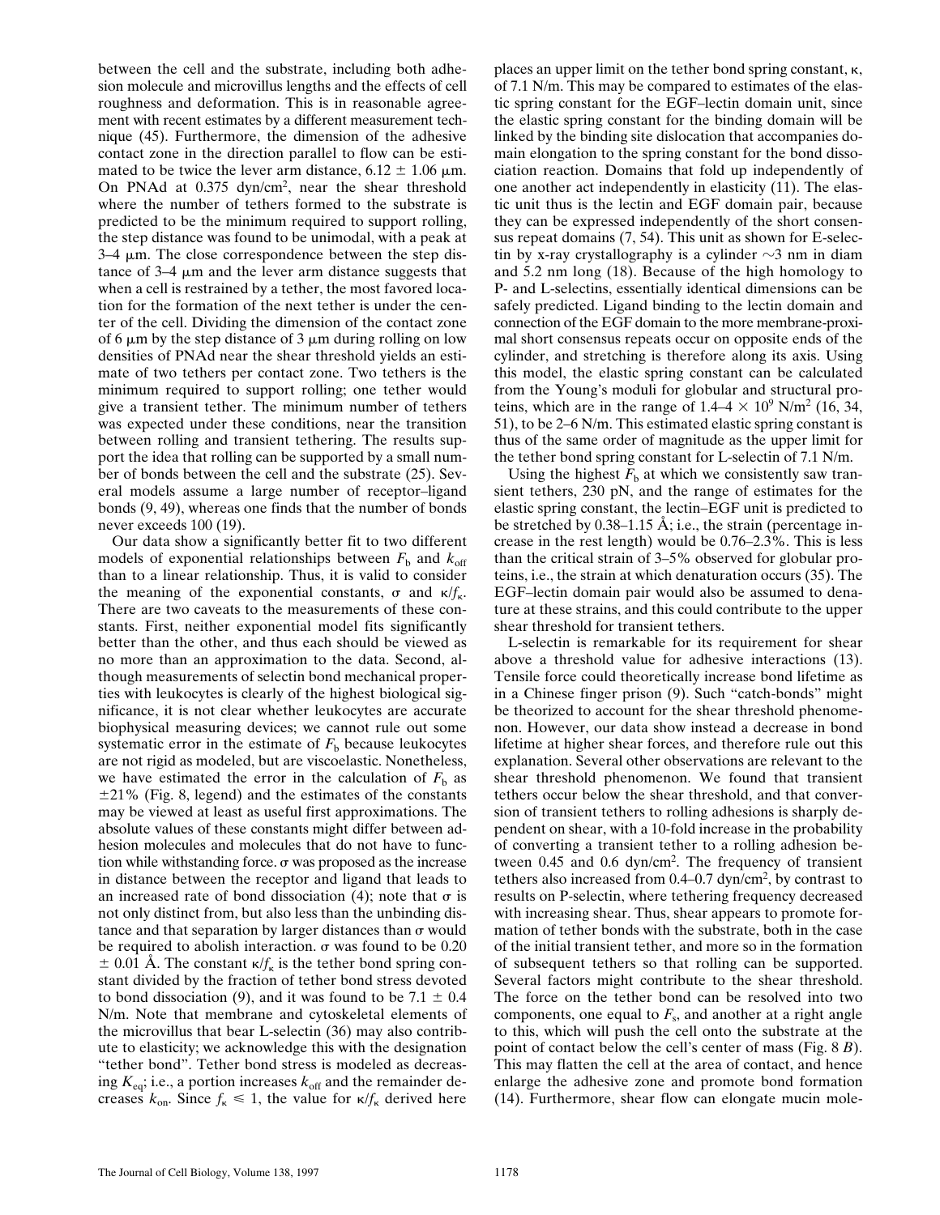between the cell and the substrate, including both adhesion molecule and microvillus lengths and the effects of cell roughness and deformation. This is in reasonable agreement with recent estimates by a different measurement technique (45). Furthermore, the dimension of the adhesive contact zone in the direction parallel to flow can be estimated to be twice the lever arm distance, 6.12 ± 1.06 μm. On PNAd at 0.375 dyn/cm$^2$, near the shear threshold where the number of tethers formed to the substrate is predicted to be the minimum required to support rolling, the step distance was found to be unimodal, with a peak at 3–4 μm. The close correspondence between the step distance of 3–4 μm and the lever arm distance suggests that when a cell is restrained by a tether, the most favored location for the formation of the next tether is under the center of the cell. Dividing the dimension of the contact zone of 6 μm by the step distance of 3 μm during rolling on low densities of PNAd near the shear threshold yields an estimate of two tethers per contact zone. Two tethers is the minimum required to support rolling; one tether would give a transient tether. The minimum number of tethers was expected under these conditions, near the transition between rolling and transient tethering. The results support the idea that rolling can be supported by a small number of bonds between the cell and the substrate (25). Several models assume a large number of receptor–ligand bonds (9, 49), whereas one finds that the number of bonds never exceeds 100 (19).

Our data show a significantly better fit to two different models of exponential relationships between $F_b$ and $k_{off}$ than to a linear relationship. Thus, it is valid to consider the meaning of the exponential constants, σ and $\kappa/f_\kappa$. There are two caveats to the measurements of these constants. First, neither exponential model fits significantly better than the other, and thus each should be viewed as no more than an approximation to the data. Second, although measurements of selectin bond mechanical properties with leukocytes is clearly of the highest biological significance, it is not clear whether leukocytes are accurate biophysical measuring devices; we cannot rule out some systematic error in the estimate of $F_b$ because leukocytes are not rigid as modeled, but are viscoelastic. Nonetheless, we have estimated the error in the calculation of $F_b$ as ±21% (Fig. 8, legend) and the estimates of the constants may be viewed at least as useful first approximations. The absolute values of these constants might differ between adhesion molecules and molecules that do not have to function while withstanding force. σ was proposed as the increase in distance between the receptor and ligand that leads to an increased rate of bond dissociation (4); note that σ is not only distinct from, but also less than the unbinding distance and that separation by larger distances than σ would be required to abolish interaction. σ was found to be 0.20 ± 0.01 Å. The constant $\kappa/f_\kappa$ is the tether bond spring constant divided by the fraction of tether bond stress devoted to bond dissociation (9), and it was found to be 7.1 ± 0.4 N/m. Note that membrane and cytoskeletal elements of the microvillus that bear L-selectin (36) may also contribute to elasticity; we acknowledge this with the designation "tether bond". Tether bond stress is modeled as decreasing $K_{eq}$; i.e., a portion increases $k_{off}$ and the remainder decreases $k_{on}$. Since $f_\kappa \leq 1$, the value for $\kappa/f_\kappa$ derived here places an upper limit on the tether bond spring constant, κ, of 7.1 N/m. This may be compared to estimates of the elastic spring constant for the EGF–lectin domain unit, since the elastic spring constant for the binding domain will be linked by the binding site dislocation that accompanies domain elongation to the spring constant for the bond dissociation reaction. Domains that fold up independently of one another act independently in elasticity (11). The elastic unit thus is the lectin and EGF domain pair, because they can be expressed independently of the short consensus repeat domains (7, 54). This unit as shown for E-selectin by x-ray crystallography is a cylinder ~3 nm in diam and 5.2 nm long (18). Because of the high homology to P- and L-selectins, essentially identical dimensions can be safely predicted. Ligand binding to the lectin domain and connection of the EGF domain to the more membrane-proximal short consensus repeats occur on opposite ends of the cylinder, and stretching is therefore along its axis. Using this model, the elastic spring constant can be calculated from the Young's moduli for globular and structural proteins, which are in the range of 1.4–4 × $10^9$ N/m$^2$ (16, 34, 51), to be 2–6 N/m. This estimated elastic spring constant is thus of the same order of magnitude as the upper limit for the tether bond spring constant for L-selectin of 7.1 N/m.

Using the highest $F_b$ at which we consistently saw transient tethers, 230 pN, and the range of estimates for the elastic spring constant, the lectin–EGF unit is predicted to be stretched by 0.38–1.15 Å; i.e., the strain (percentage increase in the rest length) would be 0.76–2.3%. This is less than the critical strain of 3–5% observed for globular proteins, i.e., the strain at which denaturation occurs (35). The EGF–lectin domain pair would also be assumed to denature at these strains, and this could contribute to the upper shear threshold for transient tethers.

L-selectin is remarkable for its requirement for shear above a threshold value for adhesive interactions (13). Tensile force could theoretically increase bond lifetime as in a Chinese finger prison (9). Such "catch-bonds" might be theorized to account for the shear threshold phenomenon. However, our data show instead a decrease in bond lifetime at higher shear forces, and therefore rule out this explanation. Several other observations are relevant to the shear threshold phenomenon. We found that transient tethers occur below the shear threshold, and that conversion of transient tethers to rolling adhesions is sharply dependent on shear, with a 10-fold increase in the probability of converting a transient tether to a rolling adhesion between 0.45 and 0.6 dyn/cm$^2$. The frequency of transient tethers also increased from 0.4–0.7 dyn/cm$^2$, by contrast to results on P-selectin, where tethering frequency decreased with increasing shear. Thus, shear appears to promote formation of tether bonds with the substrate, both in the case of the initial transient tether, and more so in the formation of subsequent tethers so that rolling can be supported. Several factors might contribute to the shear threshold. The force on the tether bond can be resolved into two components, one equal to $F_s$, and another at a right angle to this, which will push the cell onto the substrate at the point of contact below the cell's center of mass (Fig. 8 *B*). This may flatten the cell at the area of contact, and hence enlarge the adhesive zone and promote bond formation (14). Furthermore, shear flow can elongate mucin mole-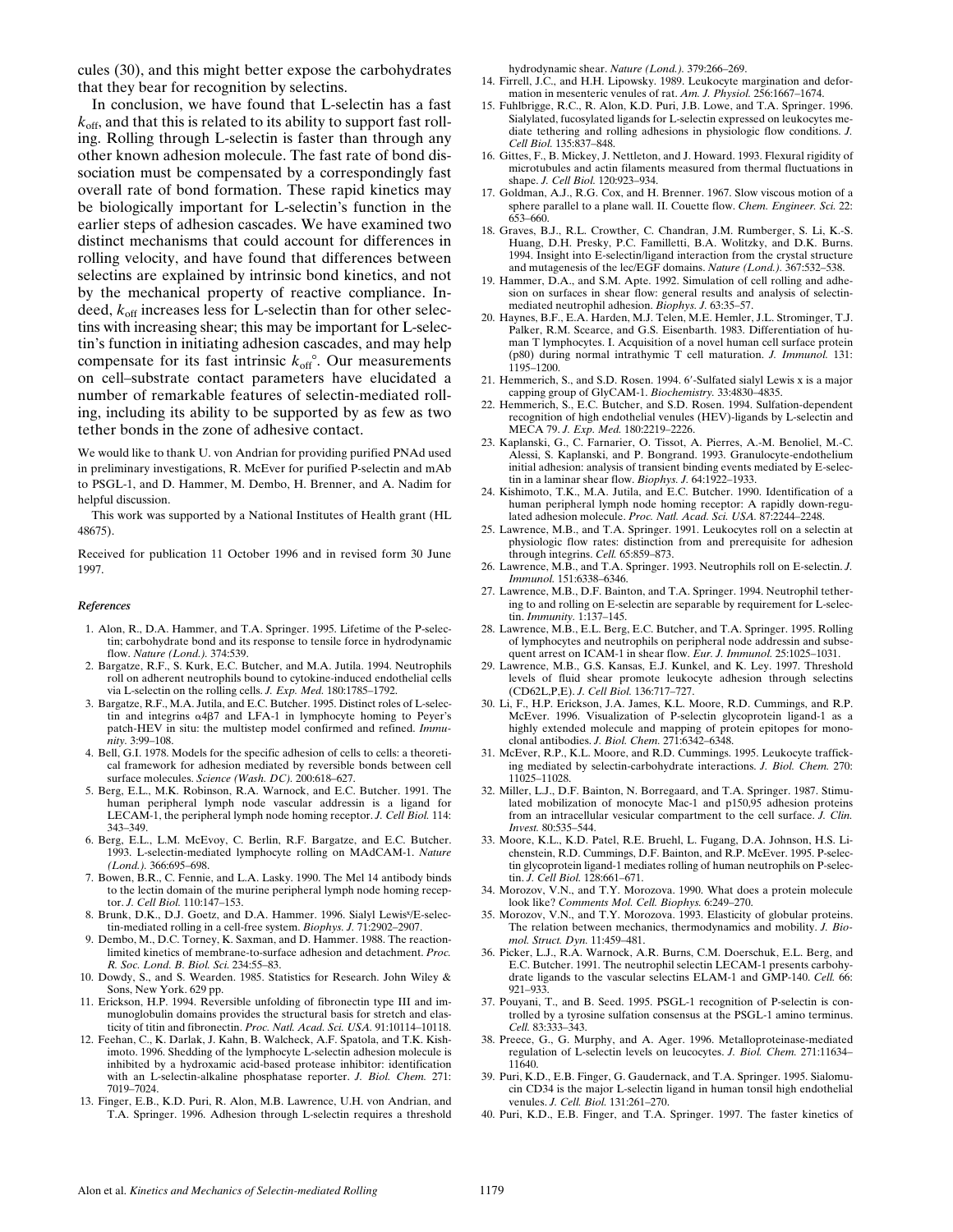cules (30), and this might better expose the carbohydrates that they bear for recognition by selectins.

In conclusion, we have found that L-selectin has a fast $k_{off}$, and that this is related to its ability to support fast rolling. Rolling through L-selectin is faster than through any other known adhesion molecule. The fast rate of bond dissociation must be compensated by a correspondingly fast overall rate of bond formation. These rapid kinetics may be biologically important for L-selectin's function in the earlier steps of adhesion cascades. We have examined two distinct mechanisms that could account for differences in rolling velocity, and have found that differences between selectins are explained by intrinsic bond kinetics, and not by the mechanical property of reactive compliance. Indeed, $k_{off}$ increases less for L-selectin than for other selectins with increasing shear; this may be important for L-selectin's function in initiating adhesion cascades, and may help compensate for its fast intrinsic $k_{off}^{\circ}$. Our measurements on cell–substrate contact parameters have elucidated a number of remarkable features of selectin-mediated rolling, including its ability to be supported by as few as two tether bonds in the zone of adhesive contact.

We would like to thank U. von Andrian for providing purified PNAd used in preliminary investigations, R. McEver for purified P-selectin and mAb to PSGL-1, and D. Hammer, M. Dembo, H. Brenner, and A. Nadim for helpful discussion.

This work was supported by a National Institutes of Health grant (HL 48675).

Received for publication 11 October 1996 and in revised form 30 June 1997.

### *References*

1. Alon, R., D.A. Hammer, and T.A. Springer. 1995. Lifetime of the P-selectin; carbohydrate bond and its response to tensile force in hydrodynamic flow. *Nature (Lond.).* 374:539.
2. Bargatze, R.F., S. Kurk, E.C. Butcher, and M.A. Jutila. 1994. Neutrophils roll on adherent neutrophils bound to cytokine-induced endothelial cells via L-selectin on the rolling cells. *J. Exp. Med.* 180:1785–1792.
3. Bargatze, R.F., M.A. Jutila, and E.C. Butcher. 1995. Distinct roles of L-selectin and integrins α4β7 and LFA-1 in lymphocyte homing to Peyer's patch-HEV in situ: the multistep model confirmed and refined. *Immunity.* 3:99–108.
4. Bell, G.I. 1978. Models for the specific adhesion of cells to cells: a theoretical framework for adhesion mediated by reversible bonds between cell surface molecules. *Science (Wash. DC).* 200:618–627.
5. Berg, E.L., M.K. Robinson, R.A. Warnock, and E.C. Butcher. 1991. The human peripheral lymph node vascular addressin is a ligand for LECAM-1, the peripheral lymph node homing receptor. *J. Cell Biol.* 114: 343–349.
6. Berg, E.L., L.M. McEvoy, C. Berlin, R.F. Bargatze, and E.C. Butcher. 1993. L-selectin-mediated lymphocyte rolling on MAdCAM-1. *Nature (Lond.).* 366:695–698.
7. Bowen, B.R., C. Fennie, and L.A. Lasky. 1990. The Mel 14 antibody binds to the lectin domain of the murine peripheral lymph node homing receptor. *J. Cell Biol.* 110:147–153.
8. Brunk, D.K., D.J. Goetz, and D.A. Hammer. 1996. Sialyl Lewis$^{x}$/E-selectin-mediated rolling in a cell-free system. *Biophys. J.* 71:2902–2907.
9. Dembo, M., D.C. Torney, K. Saxman, and D. Hammer. 1988. The reaction-limited kinetics of membrane-to-surface adhesion and detachment. *Proc. R. Soc. Lond. B. Biol. Sci.* 234:55–83.
10. Dowdy, S., and S. Wearden. 1985. Statistics for Research. John Wiley & Sons, New York. 629 pp.
11. Erickson, H.P. 1994. Reversible unfolding of fibronectin type III and immunoglobulin domains provides the structural basis for stretch and elasticity of titin and fibronectin. *Proc. Natl. Acad. Sci. USA.* 91:10114–10118.
12. Feehan, C., K. Darlak, J. Kahn, B. Walcheck, A.F. Spatola, and T.K. Kishimoto. 1996. Shedding of the lymphocyte L-selectin adhesion molecule is inhibited by a hydroxamic acid-based protease inhibitor: identification with an L-selectin-alkaline phosphatase reporter. *J. Biol. Chem.* 271: 7019–7024.
13. Finger, E.B., K.D. Puri, R. Alon, M.B. Lawrence, U.H. von Andrian, and T.A. Springer. 1996. Adhesion through L-selectin requires a threshold hydrodynamic shear. *Nature (Lond.).* 379:266–269.
14. Firrell, J.C., and H.H. Lipowsky. 1989. Leukocyte margination and deformation in mesenteric venules of rat. *Am. J. Physiol.* 256:1667–1674.
15. Fuhlbrigge, R.C., R. Alon, K.D. Puri, J.B. Lowe, and T.A. Springer. 1996. Sialylated, fucosylated ligands for L-selectin expressed on leukocytes mediate tethering and rolling adhesions in physiologic flow conditions. *J. Cell Biol.* 135:837–848.
16. Gittes, F., B. Mickey, J. Nettleton, and J. Howard. 1993. Flexural rigidity of microtubules and actin filaments measured from thermal fluctuations in shape. *J. Cell Biol.* 120:923–934.
17. Goldman, A.J., R.G. Cox, and H. Brenner. 1967. Slow viscous motion of a sphere parallel to a plane wall. II. Couette flow. *Chem. Engineer. Sci.* 22: 653–660.
18. Graves, B.J., R.L. Crowther, C. Chandran, J.M. Rumberger, S. Li, K.-S. Huang, D.H. Presky, P.C. Familletti, B.A. Wolitzky, and D.K. Burns. 1994. Insight into E-selectin/ligand interaction from the crystal structure and mutagenesis of the lec/EGF domains. *Nature (Lond.).* 367:532–538.
19. Hammer, D.A., and S.M. Apte. 1992. Simulation of cell rolling and adhesion on surfaces in shear flow: general results and analysis of selectin-mediated neutrophil adhesion. *Biophys. J.* 63:35–57.
20. Haynes, B.F., E.A. Harden, M.J. Telen, M.E. Hemler, J.L. Strominger, T.J. Palker, R.M. Scearce, and G.S. Eisenbarth. 1983. Differentiation of human T lymphocytes. I. Acquisition of a novel human cell surface protein (p80) during normal intrathymic T cell maturation. *J. Immunol.* 131: 1195–1200.
21. Hemmerich, S., and S.D. Rosen. 1994. 6′-Sulfated sialyl Lewis x is a major capping group of GlyCAM-1. *Biochemistry.* 33:4830–4835.
22. Hemmerich, S., E.C. Butcher, and S.D. Rosen. 1994. Sulfation-dependent recognition of high endothelial venules (HEV)-ligands by L-selectin and MECA 79. *J. Exp. Med.* 180:2219–2226.
23. Kaplanski, G., C. Farnarier, O. Tissot, A. Pierres, A.-M. Benoliel, M.-C. Alessi, S. Kaplanski, and P. Bongrand. 1993. Granulocyte-endothelium initial adhesion: analysis of transient binding events mediated by E-selectin in a laminar shear flow. *Biophys. J.* 64:1922–1933.
24. Kishimoto, T.K., M.A. Jutila, and E.C. Butcher. 1990. Identification of a human peripheral lymph node homing receptor: A rapidly down-regulated adhesion molecule. *Proc. Natl. Acad. Sci. USA.* 87:2244–2248.
25. Lawrence, M.B., and T.A. Springer. 1991. Leukocytes roll on a selectin at physiologic flow rates: distinction from and prerequisite for adhesion through integrins. *Cell.* 65:859–873.
26. Lawrence, M.B., and T.A. Springer. 1993. Neutrophils roll on E-selectin. *J. Immunol.* 151:6338–6346.
27. Lawrence, M.B., D.F. Bainton, and T.A. Springer. 1994. Neutrophil tethering to and rolling on E-selectin are separable by requirement for L-selectin. *Immunity.* 1:137–145.
28. Lawrence, M.B., E.L. Berg, E.C. Butcher, and T.A. Springer. 1995. Rolling of lymphocytes and neutrophils on peripheral node addressin and subsequent arrest on ICAM-1 in shear flow. *Eur. J. Immunol.* 25:1025–1031.
29. Lawrence, M.B., G.S. Kansas, E.J. Kunkel, and K. Ley. 1997. Threshold levels of fluid shear promote leukocyte adhesion through selectins (CD62L,P,E). *J. Cell Biol.* 136:717–727.
30. Li, F., H.P. Erickson, J.A. James, K.L. Moore, R.D. Cummings, and R.P. McEver. 1996. Visualization of P-selectin glycoprotein ligand-1 as a highly extended molecule and mapping of protein epitopes for monoclonal antibodies. *J. Biol. Chem.* 271:6342–6348.
31. McEver, R.P., K.L. Moore, and R.D. Cummings. 1995. Leukocyte trafficking mediated by selectin-carbohydrate interactions. *J. Biol. Chem.* 270: 11025–11028.
32. Miller, L.J., D.F. Bainton, N. Borregaard, and T.A. Springer. 1987. Stimulated mobilization of monocyte Mac-1 and p150,95 adhesion proteins from an intracellular vesicular compartment to the cell surface. *J. Clin. Invest.* 80:535–544.
33. Moore, K.L., K.D. Patel, R.E. Bruehl, L. Fugang, D.A. Johnson, H.S. Lichenstein, R.D. Cummings, D.F. Bainton, and R.P. McEver. 1995. P-selectin glycoprotein ligand-1 mediates rolling of human neutrophils on P-selectin. *J. Cell Biol.* 128:661–671.
34. Morozov, V.N., and T.Y. Morozova. 1990. What does a protein molecule look like? *Comments Mol. Cell. Biophys.* 6:249–270.
35. Morozov, V.N., and T.Y. Morozova. 1993. Elasticity of globular proteins. The relation between mechanics, thermodynamics and mobility. *J. Biomol. Struct. Dyn.* 11:459–481.
36. Picker, L.J., R.A. Warnock, A.R. Burns, C.M. Doerschuk, E.L. Berg, and E.C. Butcher. 1991. The neutrophil selectin LECAM-1 presents carbohydrate ligands to the vascular selectins ELAM-1 and GMP-140. *Cell.* 66: 921–933.
37. Pouyani, T., and B. Seed. 1995. PSGL-1 recognition of P-selectin is controlled by a tyrosine sulfation consensus at the PSGL-1 amino terminus. *Cell.* 83:333–343.
38. Preece, G., G. Murphy, and A. Ager. 1996. Metalloproteinase-mediated regulation of L-selectin levels on leucocytes. *J. Biol. Chem.* 271:11634–11640.
39. Puri, K.D., E.B. Finger, G. Gaudernack, and T.A. Springer. 1995. Sialomucin CD34 is the major L-selectin ligand in human tonsil high endothelial venules. *J. Cell. Biol.* 131:261–270.
40. Puri, K.D., E.B. Finger, and T.A. Springer. 1997. The faster kinetics of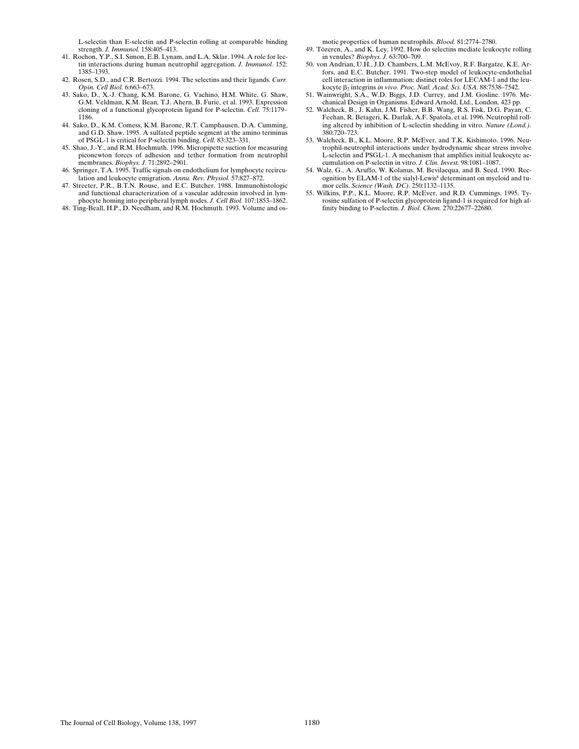L-selectin than E-selectin and P-selectin rolling at comparable binding strength. *J. Immunol.* 158:405–413.

41. Rochon, Y.P., S.I. Simon, E.B. Lynam, and L.A. Sklar. 1994. A role for lectin interactions during human neutrophil aggregation. *J. Immunol.* 152: 1385–1393.
42. Rosen, S.D., and C.R. Bertozzi. 1994. The selectins and their ligands. *Curr. Opin. Cell Biol.* 6:663–673.
43. Sako, D., X.-J. Chang, K.M. Barone, G. Vachino, H.M. White, G. Shaw, G.M. Veldman, K.M. Bean, T.J. Ahern, B. Furie, et al. 1993. Expression cloning of a functional glycoprotein ligand for P-selectin. *Cell.* 75:1179–1186.
44. Sako, D., K.M. Comess, K.M. Barone, R.T. Camphausen, D.A. Cumming, and G.D. Shaw. 1995. A sulfated peptide segment at the amino terminus of PSGL-1 is critical for P-selectin binding. *Cell.* 83:323–331.
45. Shao, J.-Y., and R.M. Hochmuth. 1996. Micropipette suction for measuring piconewton forces of adhesion and tether formation from neutrophil membranes. *Biophys. J.* 71:2892–2901.
46. Springer, T.A. 1995. Traffic signals on endothelium for lymphocyte recirculation and leukocyte emigration. *Annu. Rev. Physiol.* 57:827–872.
47. Streeter, P.R., B.T.N. Rouse, and E.C. Butcher. 1988. Immunohistologic and functional characterization of a vascular addressin involved in lymphocyte homing into peripheral lymph nodes. *J. Cell Biol.* 107:1853–1862.
48. Ting-Beall, H.P., D. Needham, and R.M. Hochmuth. 1993. Volume and osmotic properties of human neutrophils. *Blood.* 81:2774–2780.
49. Tözeren, A., and K. Ley. 1992. How do selectins mediate leukocyte rolling in venules? *Biophys. J.* 63:700–709.
50. von Andrian, U.H., J.D. Chambers, L.M. McEvoy, R.F. Bargatze, K.E. Arfors, and E.C. Butcher. 1991. Two-step model of leukocyte-endothelial cell interaction in inflammation: distinct roles for LECAM-1 and the leukocyte $\beta_2$ integrins *in vivo*. *Proc. Natl. Acad. Sci. USA.* 88:7538–7542.
51. Wainwright, S.A., W.D. Biggs, J.D. Currey, and J.M. Gosline. 1976. Mechanical Design in Organisms. Edward Arnold, Ltd., London. 423 pp.
52. Walcheck, B., J. Kahn, J.M. Fisher, B.B. Wang, R.S. Fisk, D.G. Payan, C. Feehan, R. Betageri, K. Darlak, A.F. Spatola, et al. 1996. Neutrophil rolling altered by inhibition of L-selectin shedding in vitro. *Nature (Lond.).* 380:720–723.
53. Walcheck, B., K.L. Moore, R.P. McEver, and T.K. Kishimoto. 1996. Neutrophil-neutrophil interactions under hydrodynamic shear stress involve L-selectin and PSGL-1. A mechanism that amplifies initial leukocyte accumulation on P-selectin in vitro. *J. Clin. Invest.* 98:1081–1087.
54. Walz, G., A. Aruffo, W. Kolanus, M. Bevilacqua, and B. Seed. 1990. Recognition by ELAM-1 of the sialyl-Lewis$^x$ determinant on myeloid and tumor cells. *Science (Wash. DC).* 250:1132–1135.
55. Wilkins, P.P., K.L. Moore, R.P. McEver, and R.D. Cummings. 1995. Tyrosine sulfation of P-selectin glycoprotein ligand-1 is required for high affinity binding to P-selectin. *J. Biol. Chem.* 270:22677–22680.